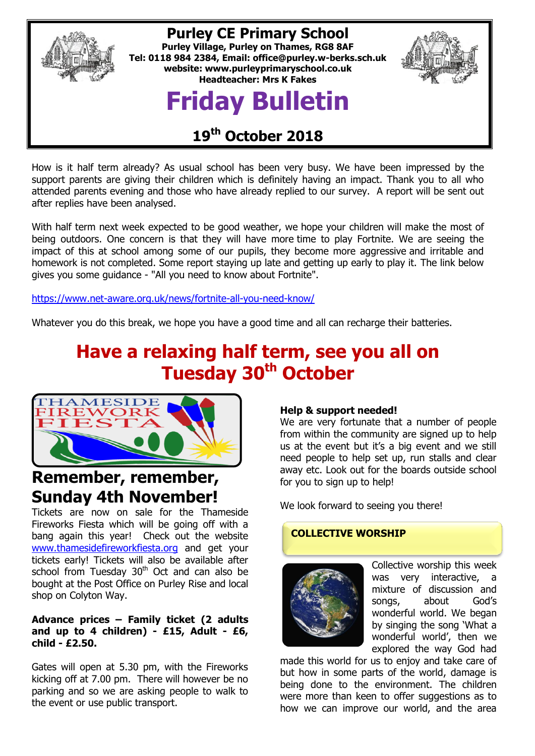# Purley CE Primary School

**Purley Village, Purley on Thames, RG8 8AF**
**Tel: 0118 984 2384, Email: office@purley.w-berks.sch.uk**
**website: www.purleyprimaryschool.co.uk**
**Headteacher: Mrs K Fakes**

# Friday Bulletin

## 19th October 2018

How is it half term already? As usual school has been very busy. We have been impressed by the support parents are giving their children which is definitely having an impact. Thank you to all who attended parents evening and those who have already replied to our survey. A report will be sent out after replies have been analysed.

With half term next week expected to be good weather, we hope your children will make the most of being outdoors. One concern is that they will have more time to play Fortnite. We are seeing the impact of this at school among some of our pupils, they become more aggressive and irritable and homework is not completed. Some report staying up late and getting up early to play it. The link below gives you some guidance - "All you need to know about Fortnite".

https://www.net-aware.org.uk/news/fortnite-all-you-need-know/

Whatever you do this break, we hope you have a good time and all can recharge their batteries.

## Have a relaxing half term, see you all on Tuesday 30th October

THAMESIDE FIREWORK FIESTA

## Remember, remember, Sunday 4th November!

Tickets are now on sale for the Thameside Fireworks Fiesta which will be going off with a bang again this year! Check out the website www.thamesidefireworkfiesta.org and get your tickets early! Tickets will also be available after school from Tuesday 30th Oct and can also be bought at the Post Office on Purley Rise and local shop on Colyton Way.

**Advance prices – Family ticket (2 adults and up to 4 children) - £15, Adult - £6, child - £2.50.**

Gates will open at 5.30 pm, with the Fireworks kicking off at 7.00 pm. There will however be no parking and so we are asking people to walk to the event or use public transport.

**Help & support needed!**
We are very fortunate that a number of people from within the community are signed up to help us at the event but it's a big event and we still need people to help set up, run stalls and clear away etc. Look out for the boards outside school for you to sign up to help!

We look forward to seeing you there!

**COLLECTIVE WORSHIP**

Collective worship this week was very interactive, a mixture of discussion and songs, about God's wonderful world. We began by singing the song 'What a wonderful world', then we explored the way God had made this world for us to enjoy and take care of but how in some parts of the world, damage is being done to the environment. The children were more than keen to offer suggestions as to how we can improve our world, and the area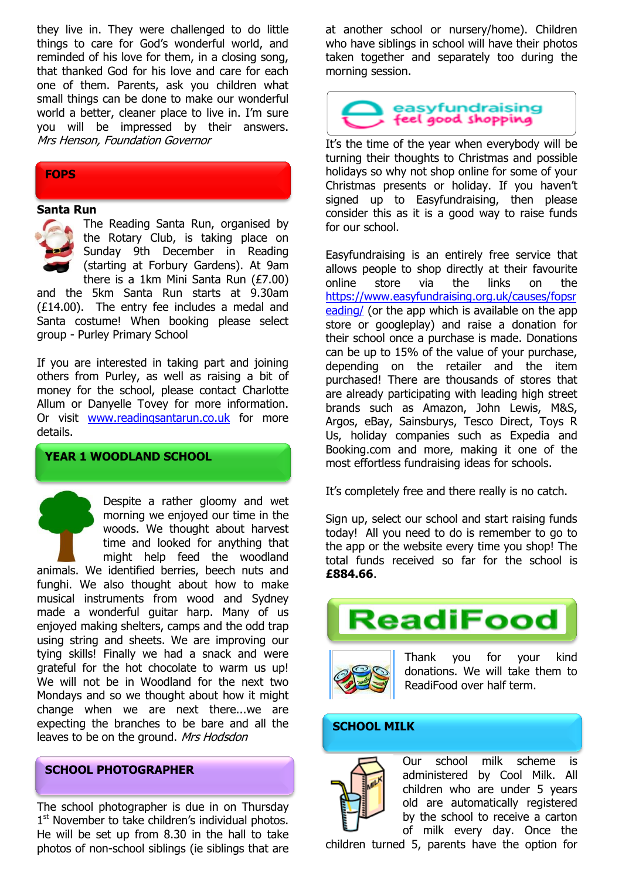they live in. They were challenged to do little things to care for God's wonderful world, and reminded of his love for them, in a closing song, that thanked God for his love and care for each one of them. Parents, ask you children what small things can be done to make our wonderful world a better, cleaner place to live in. I'm sure you will be impressed by their answers. *Mrs Henson, Foundation Governor*

## FOPS

**Santa Run**

The Reading Santa Run, organised by the Rotary Club, is taking place on Sunday 9th December in Reading (starting at Forbury Gardens). At 9am there is a 1km Mini Santa Run (£7.00) and the 5km Santa Run starts at 9.30am (£14.00). The entry fee includes a medal and Santa costume! When booking please select group - Purley Primary School

If you are interested in taking part and joining others from Purley, as well as raising a bit of money for the school, please contact Charlotte Allum or Danyelle Tovey for more information. Or visit www.readingsantarun.co.uk for more details.

## YEAR 1 WOODLAND SCHOOL

Despite a rather gloomy and wet morning we enjoyed our time in the woods. We thought about harvest time and looked for anything that might help feed the woodland animals. We identified berries, beech nuts and funghi. We also thought about how to make musical instruments from wood and Sydney made a wonderful guitar harp. Many of us enjoyed making shelters, camps and the odd trap using string and sheets. We are improving our tying skills! Finally we had a snack and were grateful for the hot chocolate to warm us up! We will not be in Woodland for the next two Mondays and so we thought about how it might change when we are next there...we are expecting the branches to be bare and all the leaves to be on the ground. *Mrs Hodsdon*

## SCHOOL PHOTOGRAPHER

The school photographer is due in on Thursday 1st November to take children's individual photos. He will be set up from 8.30 in the hall to take photos of non-school siblings (ie siblings that are at another school or nursery/home). Children who have siblings in school will have their photos taken together and separately too during the morning session.

## easyfundraising feel good shopping

It's the time of the year when everybody will be turning their thoughts to Christmas and possible holidays so why not shop online for some of your Christmas presents or holiday. If you haven't signed up to Easyfundraising, then please consider this as it is a good way to raise funds for our school.

Easyfundraising is an entirely free service that allows people to shop directly at their favourite online store via the links on the https://www.easyfundraising.org.uk/causes/fopsreading/ (or the app which is available on the app store or googleplay) and raise a donation for their school once a purchase is made. Donations can be up to 15% of the value of your purchase, depending on the retailer and the item purchased! There are thousands of stores that are already participating with leading high street brands such as Amazon, John Lewis, M&S, Argos, eBay, Sainsburys, Tesco Direct, Toys R Us, holiday companies such as Expedia and Booking.com and more, making it one of the most effortless fundraising ideas for schools.

It's completely free and there really is no catch.

Sign up, select our school and start raising funds today! All you need to do is remember to go to the app or the website every time you shop! The total funds received so far for the school is **£884.66**.

## ReadiFood

Thank you for your kind donations. We will take them to ReadiFood over half term.

## SCHOOL MILK

Our school milk scheme is administered by Cool Milk. All children who are under 5 years old are automatically registered by the school to receive a carton of milk every day. Once the children turned 5, parents have the option for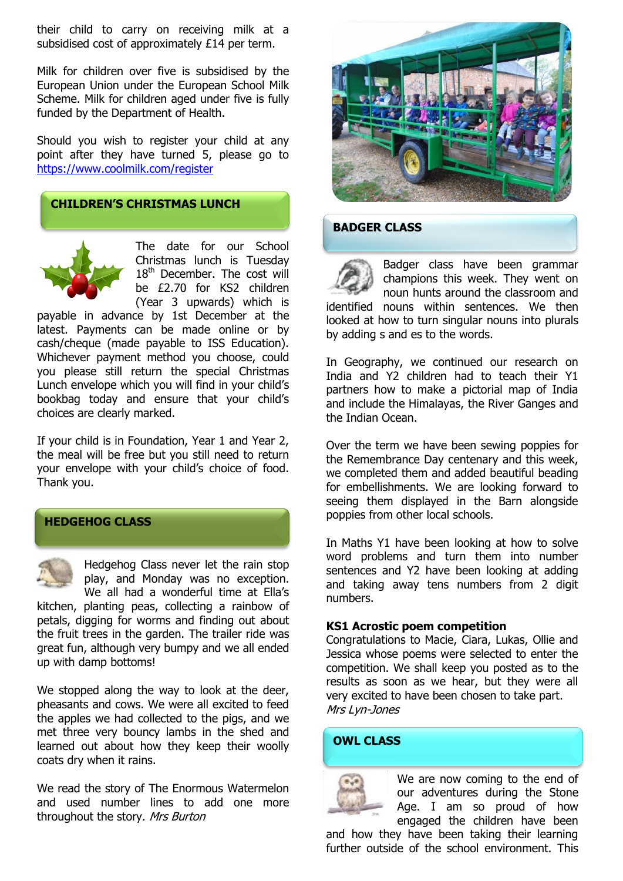their child to carry on receiving milk at a subsidised cost of approximately £14 per term.

Milk for children over five is subsidised by the European Union under the European School Milk Scheme. Milk for children aged under five is fully funded by the Department of Health.

Should you wish to register your child at any point after they have turned 5, please go to https://www.coolmilk.com/register

## CHILDREN'S CHRISTMAS LUNCH

The date for our School Christmas lunch is Tuesday 18th December. The cost will be £2.70 for KS2 children (Year 3 upwards) which is payable in advance by 1st December at the latest. Payments can be made online or by cash/cheque (made payable to ISS Education). Whichever payment method you choose, could you please still return the special Christmas Lunch envelope which you will find in your child's bookbag today and ensure that your child's choices are clearly marked.

If your child is in Foundation, Year 1 and Year 2, the meal will be free but you still need to return your envelope with your child's choice of food. Thank you.

## HEDGEHOG CLASS

Hedgehog Class never let the rain stop play, and Monday was no exception. We all had a wonderful time at Ella's kitchen, planting peas, collecting a rainbow of petals, digging for worms and finding out about the fruit trees in the garden. The trailer ride was great fun, although very bumpy and we all ended up with damp bottoms!

We stopped along the way to look at the deer, pheasants and cows. We were all excited to feed the apples we had collected to the pigs, and we met three very bouncy lambs in the shed and learned out about how they keep their woolly coats dry when it rains.

We read the story of The Enormous Watermelon and used number lines to add one more throughout the story. *Mrs Burton*

## BADGER CLASS

Badger class have been grammar champions this week. They went on noun hunts around the classroom and identified nouns within sentences. We then looked at how to turn singular nouns into plurals by adding s and es to the words.

In Geography, we continued our research on India and Y2 children had to teach their Y1 partners how to make a pictorial map of India and include the Himalayas, the River Ganges and the Indian Ocean.

Over the term we have been sewing poppies for the Remembrance Day centenary and this week, we completed them and added beautiful beading for embellishments. We are looking forward to seeing them displayed in the Barn alongside poppies from other local schools.

In Maths Y1 have been looking at how to solve word problems and turn them into number sentences and Y2 have been looking at adding and taking away tens numbers from 2 digit numbers.

**KS1 Acrostic poem competition**
Congratulations to Macie, Ciara, Lukas, Ollie and Jessica whose poems were selected to enter the competition. We shall keep you posted as to the results as soon as we hear, but they were all very excited to have been chosen to take part.
*Mrs Lyn-Jones*

## OWL CLASS

We are now coming to the end of our adventures during the Stone Age. I am so proud of how engaged the children have been and how they have been taking their learning further outside of the school environment. This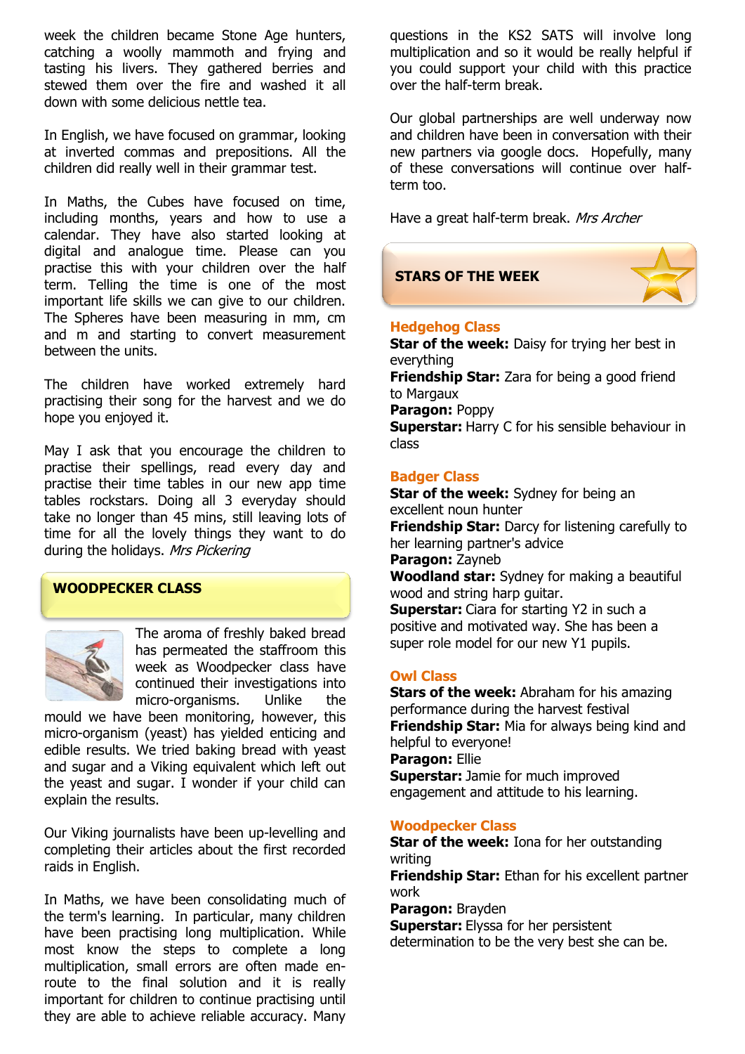week the children became Stone Age hunters, catching a woolly mammoth and frying and tasting his livers. They gathered berries and stewed them over the fire and washed it all down with some delicious nettle tea.

In English, we have focused on grammar, looking at inverted commas and prepositions. All the children did really well in their grammar test.

In Maths, the Cubes have focused on time, including months, years and how to use a calendar. They have also started looking at digital and analogue time. Please can you practise this with your children over the half term. Telling the time is one of the most important life skills we can give to our children. The Spheres have been measuring in mm, cm and m and starting to convert measurement between the units.

The children have worked extremely hard practising their song for the harvest and we do hope you enjoyed it.

May I ask that you encourage the children to practise their spellings, read every day and practise their time tables in our new app time tables rockstars. Doing all 3 everyday should take no longer than 45 mins, still leaving lots of time for all the lovely things they want to do during the holidays. *Mrs Pickering*

## WOODPECKER CLASS

The aroma of freshly baked bread has permeated the staffroom this week as Woodpecker class have continued their investigations into micro-organisms. Unlike the mould we have been monitoring, however, this micro-organism (yeast) has yielded enticing and edible results. We tried baking bread with yeast and sugar and a Viking equivalent which left out the yeast and sugar. I wonder if your child can explain the results.

Our Viking journalists have been up-levelling and completing their articles about the first recorded raids in English.

In Maths, we have been consolidating much of the term's learning. In particular, many children have been practising long multiplication. While most know the steps to complete a long multiplication, small errors are often made en-route to the final solution and it is really important for children to continue practising until they are able to achieve reliable accuracy. Many questions in the KS2 SATS will involve long multiplication and so it would be really helpful if you could support your child with this practice over the half-term break.

Our global partnerships are well underway now and children have been in conversation with their new partners via google docs. Hopefully, many of these conversations will continue over half-term too.

Have a great half-term break. *Mrs Archer*

## STARS OF THE WEEK

### Hedgehog Class

**Star of the week:** Daisy for trying her best in everything
**Friendship Star:** Zara for being a good friend to Margaux
**Paragon:** Poppy
**Superstar:** Harry C for his sensible behaviour in class

### Badger Class

**Star of the week:** Sydney for being an excellent noun hunter
**Friendship Star:** Darcy for listening carefully to her learning partner's advice
**Paragon:** Zayneb
**Woodland star:** Sydney for making a beautiful wood and string harp guitar.
**Superstar:** Ciara for starting Y2 in such a positive and motivated way. She has been a super role model for our new Y1 pupils.

### Owl Class

**Stars of the week:** Abraham for his amazing performance during the harvest festival
**Friendship Star:** Mia for always being kind and helpful to everyone!
**Paragon:** Ellie
**Superstar:** Jamie for much improved engagement and attitude to his learning.

### Woodpecker Class

**Star of the week:** Iona for her outstanding writing
**Friendship Star:** Ethan for his excellent partner work
**Paragon:** Brayden
**Superstar:** Elyssa for her persistent determination to be the very best she can be.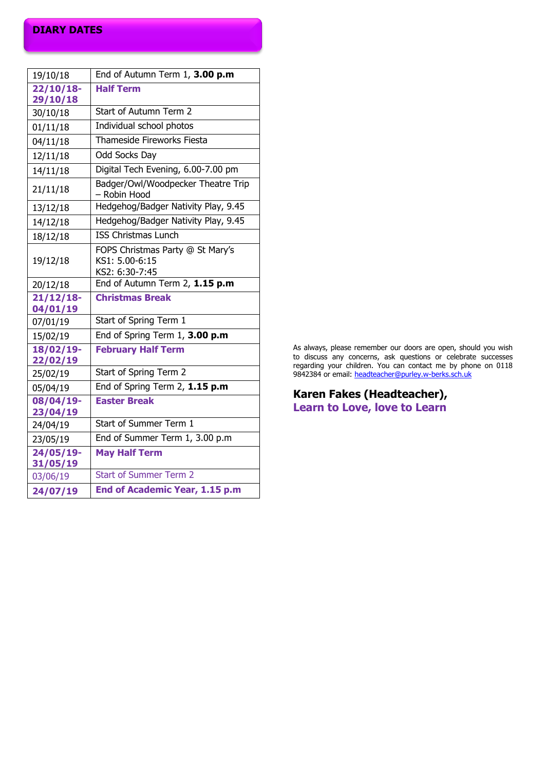## DIARY DATES

| | |
|---|---|
| 19/10/18 | End of Autumn Term 1, **3.00 p.m** |
| **22/10/18-29/10/18** | **Half Term** |
| 30/10/18 | Start of Autumn Term 2 |
| 01/11/18 | Individual school photos |
| 04/11/18 | Thameside Fireworks Fiesta |
| 12/11/18 | Odd Socks Day |
| 14/11/18 | Digital Tech Evening, 6.00-7.00 pm |
| 21/11/18 | Badger/Owl/Woodpecker Theatre Trip – Robin Hood |
| 13/12/18 | Hedgehog/Badger Nativity Play, 9.45 |
| 14/12/18 | Hedgehog/Badger Nativity Play, 9.45 |
| 18/12/18 | ISS Christmas Lunch |
| 19/12/18 | FOPS Christmas Party @ St Mary's<br>KS1: 5.00-6:15<br>KS2: 6:30-7:45 |
| 20/12/18 | End of Autumn Term 2, **1.15 p.m** |
| **21/12/18-04/01/19** | **Christmas Break** |
| 07/01/19 | Start of Spring Term 1 |
| 15/02/19 | End of Spring Term 1, **3.00 p.m** |
| **18/02/19-22/02/19** | **February Half Term** |
| 25/02/19 | Start of Spring Term 2 |
| 05/04/19 | End of Spring Term 2, **1.15 p.m** |
| **08/04/19-23/04/19** | **Easter Break** |
| 24/04/19 | Start of Summer Term 1 |
| 23/05/19 | End of Summer Term 1, 3.00 p.m |
| **24/05/19-31/05/19** | **May Half Term** |
| 03/06/19 | Start of Summer Term 2 |
| **24/07/19** | **End of Academic Year, 1.15 p.m** |

As always, please remember our doors are open, should you wish to discuss any concerns, ask questions or celebrate successes regarding your children. You can contact me by phone on 0118 9842384 or email: headteacher@purley.w-berks.sch.uk

**Karen Fakes (Headteacher),**
**Learn to Love, love to Learn**